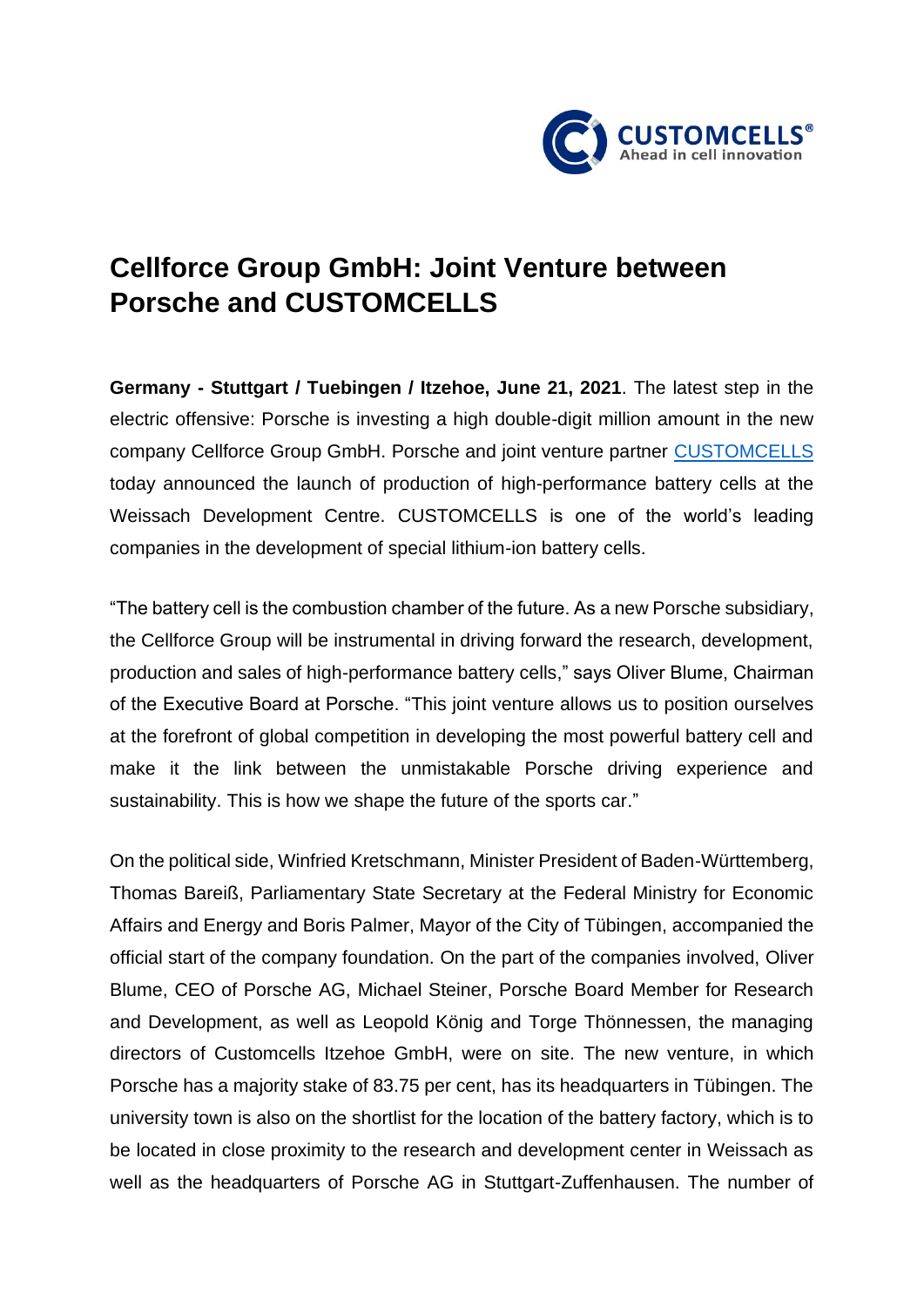# Cellforce Group GmbH: Joint Venture between Porsche and CUSTOMCELLS

**Germany - Stuttgart / Tuebingen / Itzehoe, June 21, 2021**. The latest step in the electric offensive: Porsche is investing a high double-digit million amount in the new company Cellforce Group GmbH. Porsche and joint venture partner CUSTOMCELLS today announced the launch of production of high-performance battery cells at the Weissach Development Centre. CUSTOMCELLS is one of the world's leading companies in the development of special lithium-ion battery cells.

"The battery cell is the combustion chamber of the future. As a new Porsche subsidiary, the Cellforce Group will be instrumental in driving forward the research, development, production and sales of high-performance battery cells," says Oliver Blume, Chairman of the Executive Board at Porsche. "This joint venture allows us to position ourselves at the forefront of global competition in developing the most powerful battery cell and make it the link between the unmistakable Porsche driving experience and sustainability. This is how we shape the future of the sports car."

On the political side, Winfried Kretschmann, Minister President of Baden-Württemberg, Thomas Bareiß, Parliamentary State Secretary at the Federal Ministry for Economic Affairs and Energy and Boris Palmer, Mayor of the City of Tübingen, accompanied the official start of the company foundation. On the part of the companies involved, Oliver Blume, CEO of Porsche AG, Michael Steiner, Porsche Board Member for Research and Development, as well as Leopold König and Torge Thönnessen, the managing directors of Customcells Itzehoe GmbH, were on site. The new venture, in which Porsche has a majority stake of 83.75 per cent, has its headquarters in Tübingen. The university town is also on the shortlist for the location of the battery factory, which is to be located in close proximity to the research and development center in Weissach as well as the headquarters of Porsche AG in Stuttgart-Zuffenhausen. The number of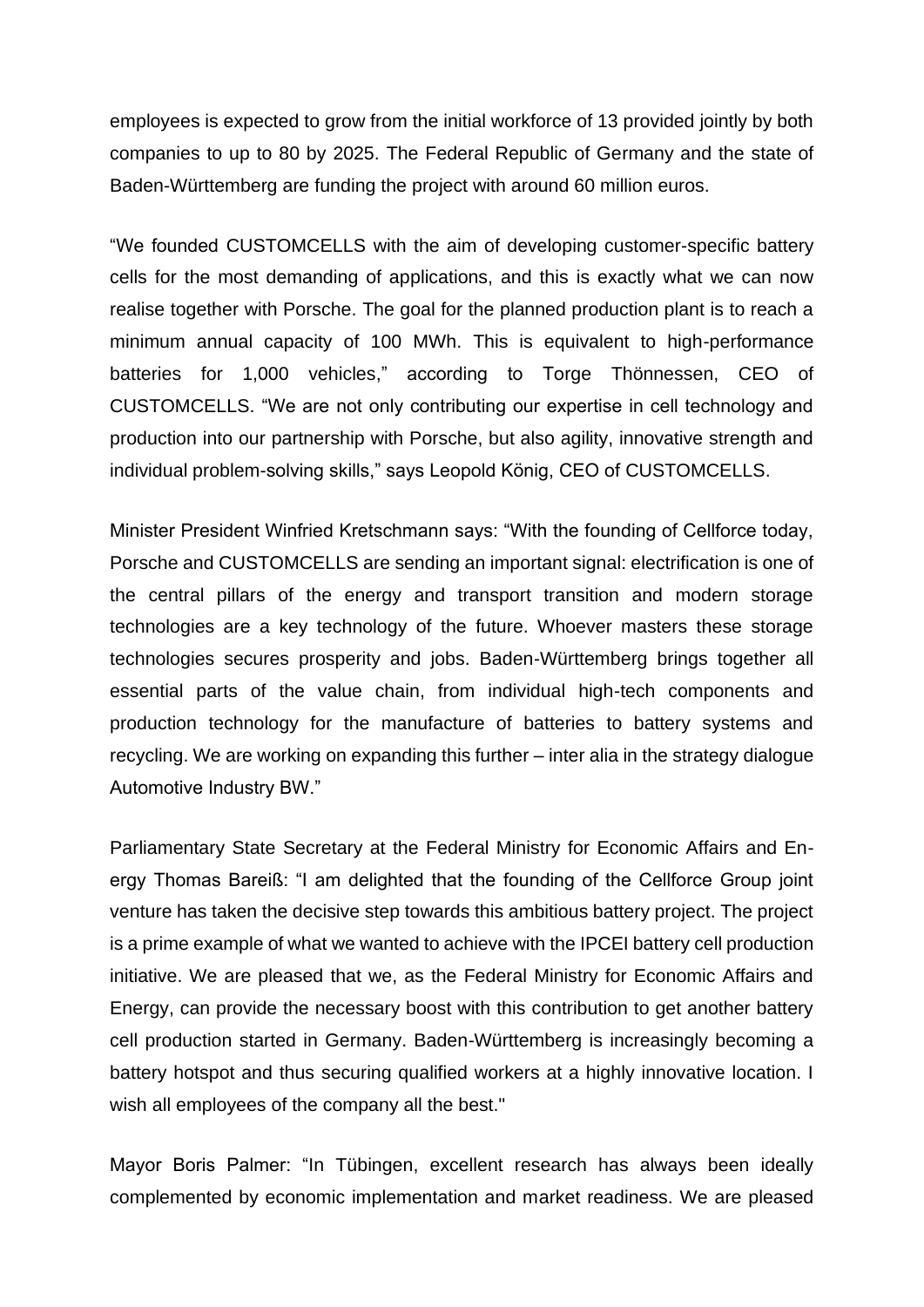employees is expected to grow from the initial workforce of 13 provided jointly by both companies to up to 80 by 2025. The Federal Republic of Germany and the state of Baden-Württemberg are funding the project with around 60 million euros.

“We founded CUSTOMCELLS with the aim of developing customer-specific battery cells for the most demanding of applications, and this is exactly what we can now realise together with Porsche. The goal for the planned production plant is to reach a minimum annual capacity of 100 MWh. This is equivalent to high-performance batteries for 1,000 vehicles,” according to Torge Thönnessen, CEO of CUSTOMCELLS. “We are not only contributing our expertise in cell technology and production into our partnership with Porsche, but also agility, innovative strength and individual problem-solving skills,” says Leopold König, CEO of CUSTOMCELLS.

Minister President Winfried Kretschmann says: “With the founding of Cellforce today, Porsche and CUSTOMCELLS are sending an important signal: electrification is one of the central pillars of the energy and transport transition and modern storage technologies are a key technology of the future. Whoever masters these storage technologies secures prosperity and jobs. Baden-Württemberg brings together all essential parts of the value chain, from individual high-tech components and production technology for the manufacture of batteries to battery systems and recycling. We are working on expanding this further – inter alia in the strategy dialogue Automotive Industry BW.”

Parliamentary State Secretary at the Federal Ministry for Economic Affairs and Energy Thomas Bareiß: “I am delighted that the founding of the Cellforce Group joint venture has taken the decisive step towards this ambitious battery project. The project is a prime example of what we wanted to achieve with the IPCEI battery cell production initiative. We are pleased that we, as the Federal Ministry for Economic Affairs and Energy, can provide the necessary boost with this contribution to get another battery cell production started in Germany. Baden-Württemberg is increasingly becoming a battery hotspot and thus securing qualified workers at a highly innovative location. I wish all employees of the company all the best."

Mayor Boris Palmer: “In Tübingen, excellent research has always been ideally complemented by economic implementation and market readiness. We are pleased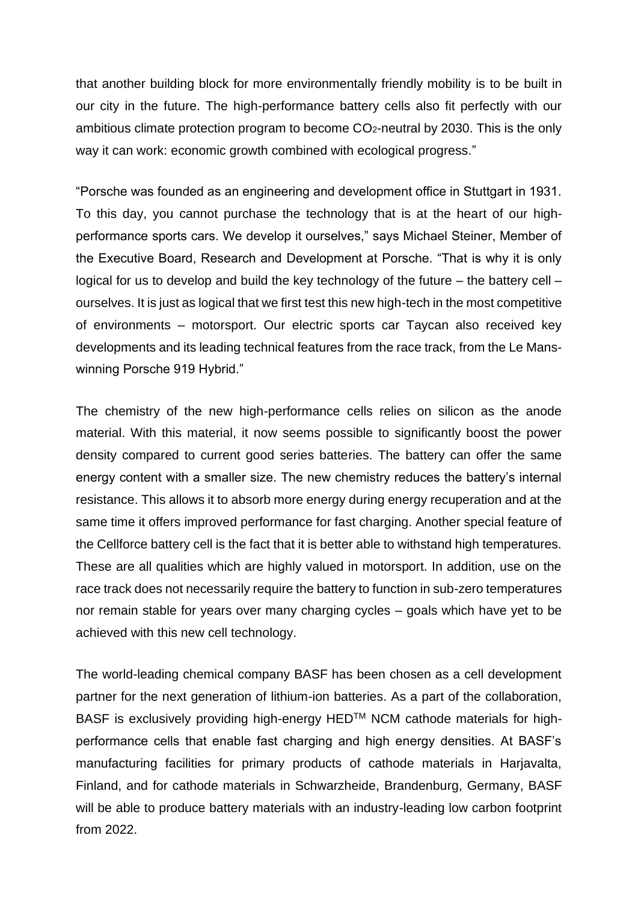that another building block for more environmentally friendly mobility is to be built in our city in the future. The high-performance battery cells also fit perfectly with our ambitious climate protection program to become $CO_2$-neutral by 2030. This is the only way it can work: economic growth combined with ecological progress."

"Porsche was founded as an engineering and development office in Stuttgart in 1931. To this day, you cannot purchase the technology that is at the heart of our high-performance sports cars. We develop it ourselves," says Michael Steiner, Member of the Executive Board, Research and Development at Porsche. "That is why it is only logical for us to develop and build the key technology of the future – the battery cell – ourselves. It is just as logical that we first test this new high-tech in the most competitive of environments – motorsport. Our electric sports car Taycan also received key developments and its leading technical features from the race track, from the Le Mans-winning Porsche 919 Hybrid."

The chemistry of the new high-performance cells relies on silicon as the anode material. With this material, it now seems possible to significantly boost the power density compared to current good series batteries. The battery can offer the same energy content with a smaller size. The new chemistry reduces the battery's internal resistance. This allows it to absorb more energy during energy recuperation and at the same time it offers improved performance for fast charging. Another special feature of the Cellforce battery cell is the fact that it is better able to withstand high temperatures. These are all qualities which are highly valued in motorsport. In addition, use on the race track does not necessarily require the battery to function in sub-zero temperatures nor remain stable for years over many charging cycles – goals which have yet to be achieved with this new cell technology.

The world-leading chemical company BASF has been chosen as a cell development partner for the next generation of lithium-ion batteries. As a part of the collaboration, BASF is exclusively providing high-energy HED™ NCM cathode materials for high-performance cells that enable fast charging and high energy densities. At BASF's manufacturing facilities for primary products of cathode materials in Harjavalta, Finland, and for cathode materials in Schwarzheide, Brandenburg, Germany, BASF will be able to produce battery materials with an industry-leading low carbon footprint from 2022.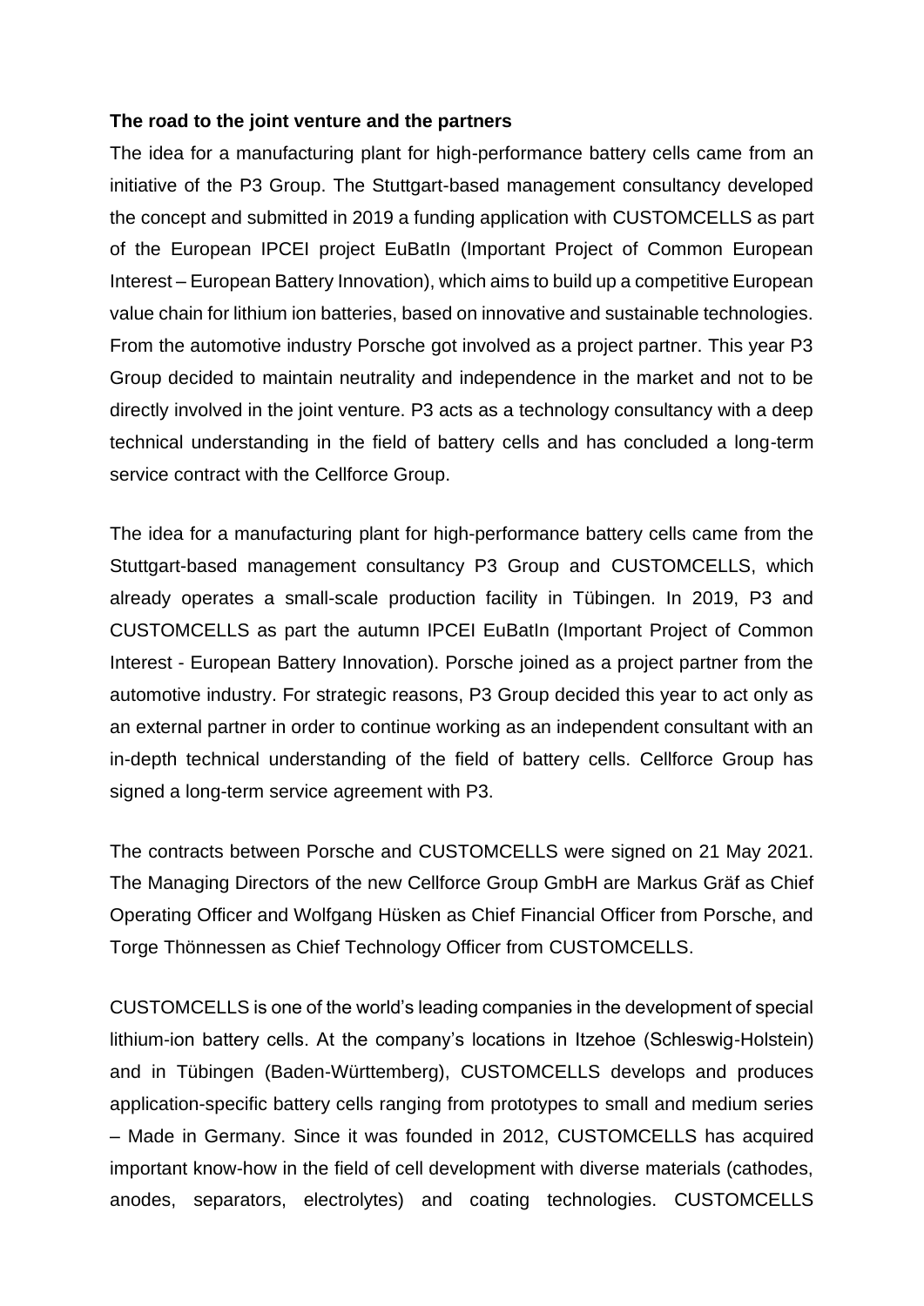**The road to the joint venture and the partners**

The idea for a manufacturing plant for high-performance battery cells came from an initiative of the P3 Group. The Stuttgart-based management consultancy developed the concept and submitted in 2019 a funding application with CUSTOMCELLS as part of the European IPCEI project EuBatIn (Important Project of Common European Interest – European Battery Innovation), which aims to build up a competitive European value chain for lithium ion batteries, based on innovative and sustainable technologies. From the automotive industry Porsche got involved as a project partner. This year P3 Group decided to maintain neutrality and independence in the market and not to be directly involved in the joint venture. P3 acts as a technology consultancy with a deep technical understanding in the field of battery cells and has concluded a long-term service contract with the Cellforce Group.

The idea for a manufacturing plant for high-performance battery cells came from the Stuttgart-based management consultancy P3 Group and CUSTOMCELLS, which already operates a small-scale production facility in Tübingen. In 2019, P3 and CUSTOMCELLS as part the autumn IPCEI EuBatIn (Important Project of Common Interest - European Battery Innovation). Porsche joined as a project partner from the automotive industry. For strategic reasons, P3 Group decided this year to act only as an external partner in order to continue working as an independent consultant with an in-depth technical understanding of the field of battery cells. Cellforce Group has signed a long-term service agreement with P3.

The contracts between Porsche and CUSTOMCELLS were signed on 21 May 2021. The Managing Directors of the new Cellforce Group GmbH are Markus Gräf as Chief Operating Officer and Wolfgang Hüsken as Chief Financial Officer from Porsche, and Torge Thönnessen as Chief Technology Officer from CUSTOMCELLS.

CUSTOMCELLS is one of the world's leading companies in the development of special lithium-ion battery cells. At the company's locations in Itzehoe (Schleswig-Holstein) and in Tübingen (Baden-Württemberg), CUSTOMCELLS develops and produces application-specific battery cells ranging from prototypes to small and medium series – Made in Germany. Since it was founded in 2012, CUSTOMCELLS has acquired important know-how in the field of cell development with diverse materials (cathodes, anodes, separators, electrolytes) and coating technologies. CUSTOMCELLS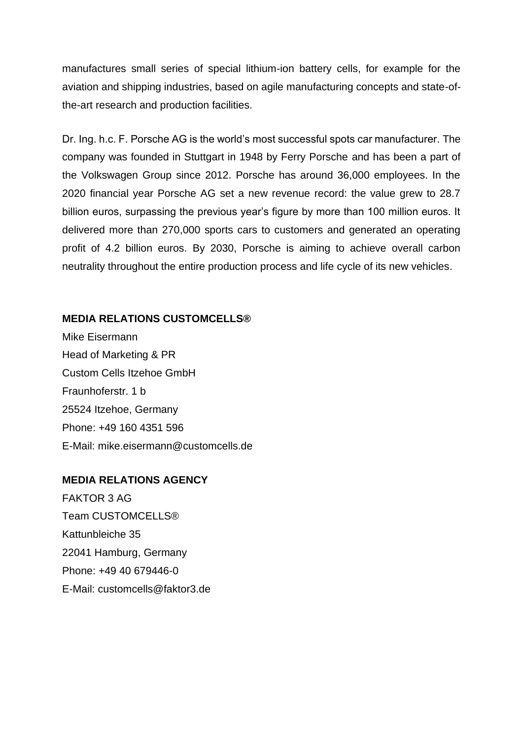manufactures small series of special lithium-ion battery cells, for example for the aviation and shipping industries, based on agile manufacturing concepts and state-of-the-art research and production facilities.

Dr. Ing. h.c. F. Porsche AG is the world's most successful spots car manufacturer. The company was founded in Stuttgart in 1948 by Ferry Porsche and has been a part of the Volkswagen Group since 2012. Porsche has around 36,000 employees. In the 2020 financial year Porsche AG set a new revenue record: the value grew to 28.7 billion euros, surpassing the previous year's figure by more than 100 million euros. It delivered more than 270,000 sports cars to customers and generated an operating profit of 4.2 billion euros. By 2030, Porsche is aiming to achieve overall carbon neutrality throughout the entire production process and life cycle of its new vehicles.

**MEDIA RELATIONS CUSTOMCELLS®**

Mike Eisermann
Head of Marketing & PR
Custom Cells Itzehoe GmbH
Fraunhoferstr. 1 b
25524 Itzehoe, Germany
Phone: +49 160 4351 596
E-Mail: mike.eisermann@customcells.de

**MEDIA RELATIONS AGENCY**

FAKTOR 3 AG
Team CUSTOMCELLS®
Kattunbleiche 35
22041 Hamburg, Germany
Phone: +49 40 679446-0
E-Mail: customcells@faktor3.de